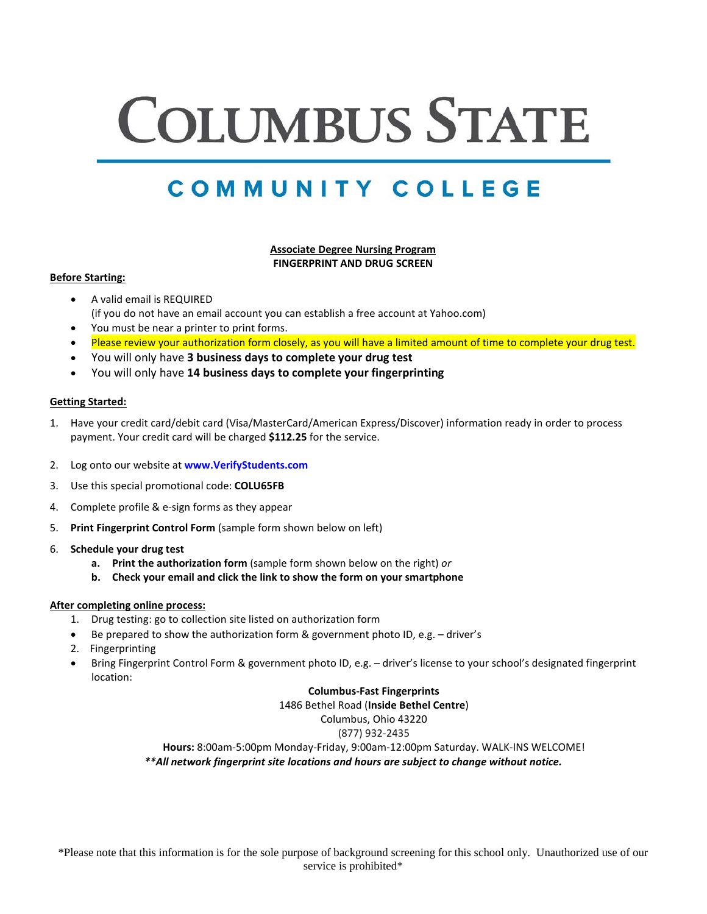# COLUMBUS STATE

## COMMUNITY COLLEGE

**Associate Degree Nursing Program**
**FINGERPRINT AND DRUG SCREEN**

**Before Starting:**

- A valid email is REQUIRED
  (if you do not have an email account you can establish a free account at Yahoo.com)
- You must be near a printer to print forms.
- Please review your authorization form closely, as you will have a limited amount of time to complete your drug test.
- You will only have **3 business days to complete your drug test**
- You will only have **14 business days to complete your fingerprinting**

**Getting Started:**

1. Have your credit card/debit card (Visa/MasterCard/American Express/Discover) information ready in order to process payment. Your credit card will be charged **$112.25** for the service.
2. Log onto our website at **www.VerifyStudents.com**
3. Use this special promotional code: **COLU65FB**
4. Complete profile & e-sign forms as they appear
5. **Print Fingerprint Control Form** (sample form shown below on left)
6. **Schedule your drug test**
   a. **Print the authorization form** (sample form shown below on the right) *or*
   b. **Check your email and click the link to show the form on your smartphone**

**After completing online process:**

1. Drug testing: go to collection site listed on authorization form
   - Be prepared to show the authorization form & government photo ID, e.g. – driver's
2. Fingerprinting
   - Bring Fingerprint Control Form & government photo ID, e.g. – driver's license to your school's designated fingerprint location:

**Columbus-Fast Fingerprints**
1486 Bethel Road (**Inside Bethel Centre**)
Columbus, Ohio 43220
(877) 932-2435
**Hours:** 8:00am-5:00pm Monday-Friday, 9:00am-12:00pm Saturday. WALK-INS WELCOME!
***\*\*All network fingerprint site locations and hours are subject to change without notice.***

*Please note that this information is for the sole purpose of background screening for this school only. Unauthorized use of our service is prohibited*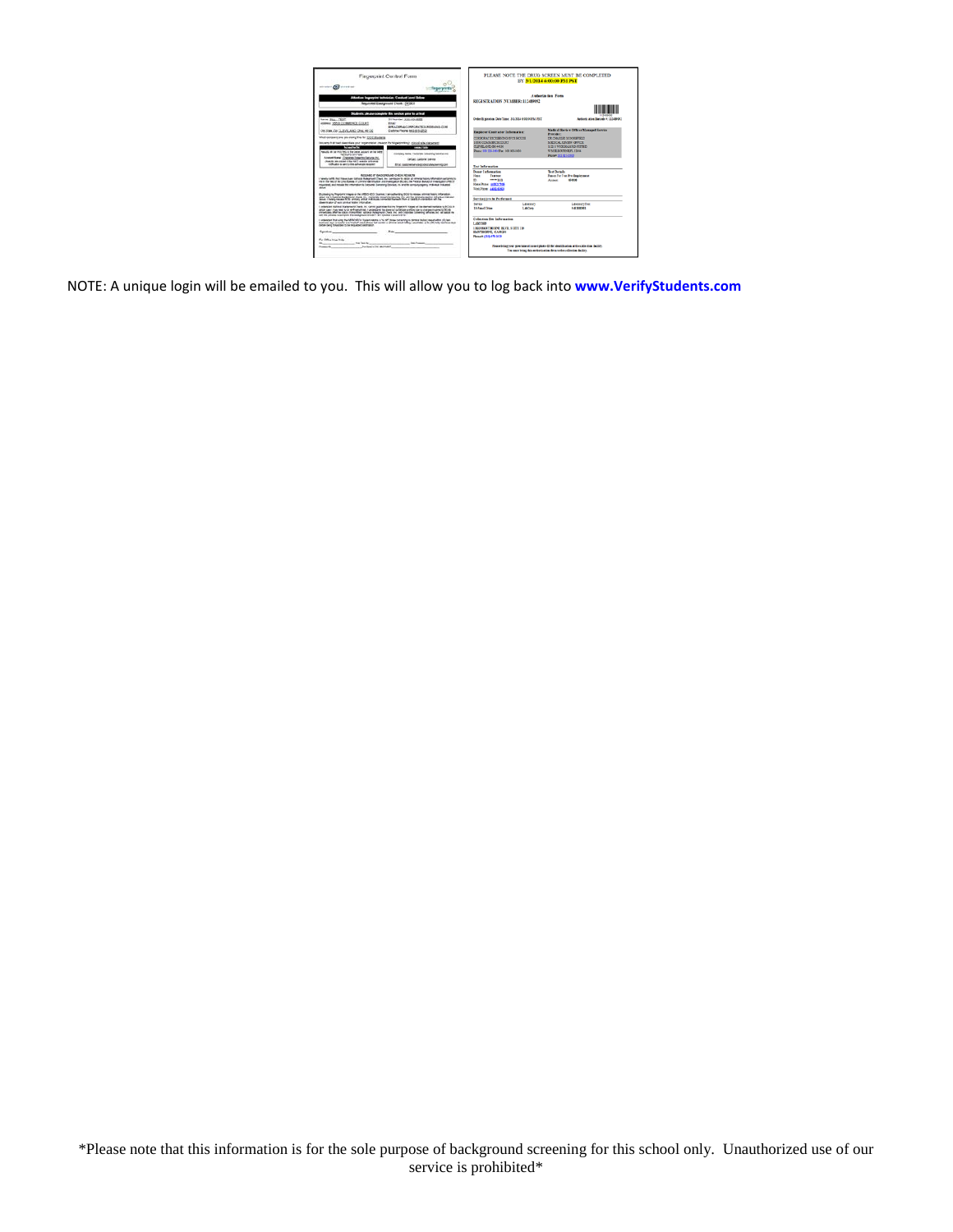NOTE: A unique login will be emailed to you. This will allow you to log back into **www.VerifyStudents.com**

\*Please note that this information is for the sole purpose of background screening for this school only. Unauthorized use of our service is prohibited\*